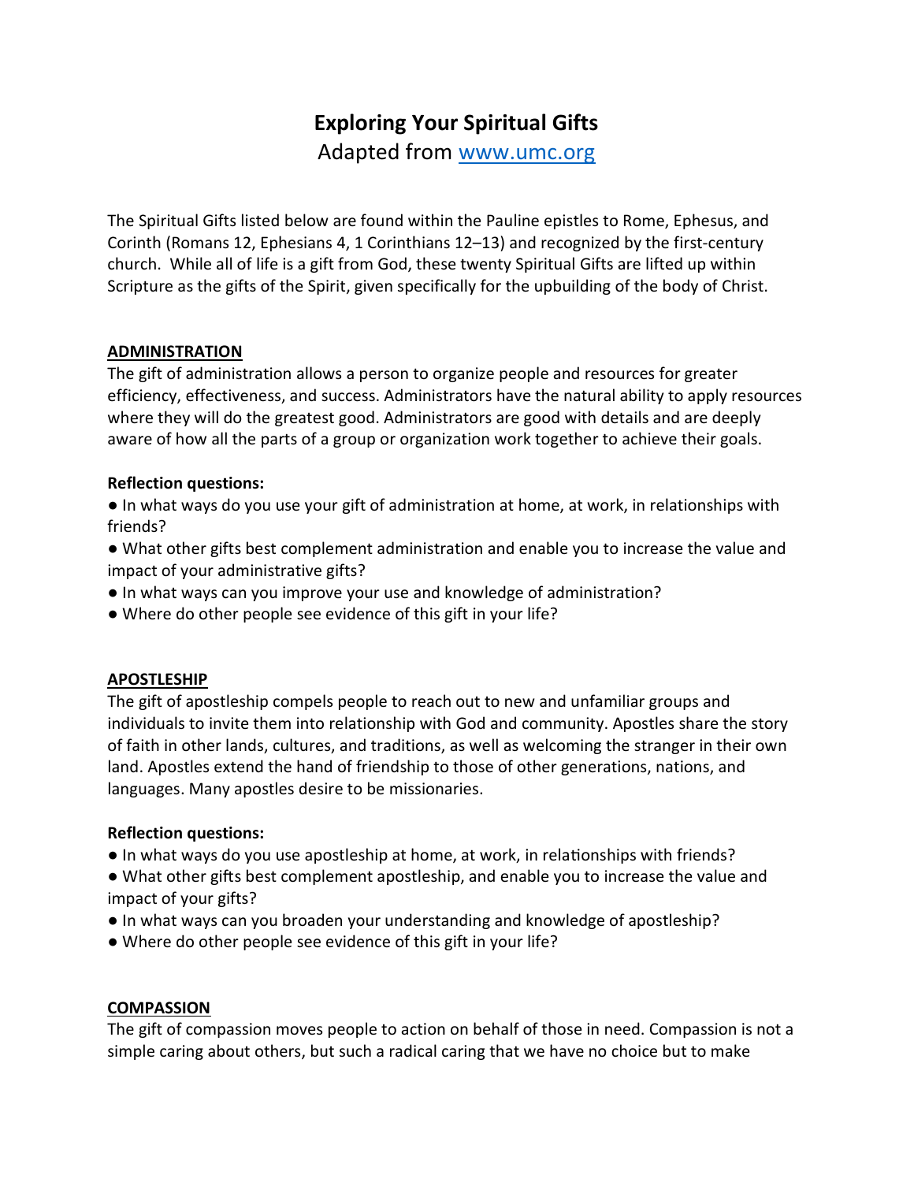# Exploring Your Spiritual Gifts

Adapted from [www.umc.org](http://www.umc.org)

The Spiritual Gifts listed below are found within the Pauline epistles to Rome, Ephesus, and Corinth (Romans 12, Ephesians 4, 1 Corinthians 12–13) and recognized by the first-century church. While all of life is a gift from God, these twenty Spiritual Gifts are lifted up within Scripture as the gifts of the Spirit, given specifically for the upbuilding of the body of Christ.

## ADMINISTRATION

The gift of administration allows a person to organize people and resources for greater efficiency, effectiveness, and success. Administrators have the natural ability to apply resources where they will do the greatest good. Administrators are good with details and are deeply aware of how all the parts of a group or organization work together to achieve their goals.

**Reflection questions:**

- In what ways do you use your gift of administration at home, at work, in relationships with friends?
- What other gifts best complement administration and enable you to increase the value and impact of your administrative gifts?
- In what ways can you improve your use and knowledge of administration?
- Where do other people see evidence of this gift in your life?

## APOSTLESHIP

The gift of apostleship compels people to reach out to new and unfamiliar groups and individuals to invite them into relationship with God and community. Apostles share the story of faith in other lands, cultures, and traditions, as well as welcoming the stranger in their own land. Apostles extend the hand of friendship to those of other generations, nations, and languages. Many apostles desire to be missionaries.

**Reflection questions:**

- In what ways do you use apostleship at home, at work, in relationships with friends?
- What other gifts best complement apostleship, and enable you to increase the value and impact of your gifts?
- In what ways can you broaden your understanding and knowledge of apostleship?
- Where do other people see evidence of this gift in your life?

## COMPASSION

The gift of compassion moves people to action on behalf of those in need. Compassion is not a simple caring about others, but such a radical caring that we have no choice but to make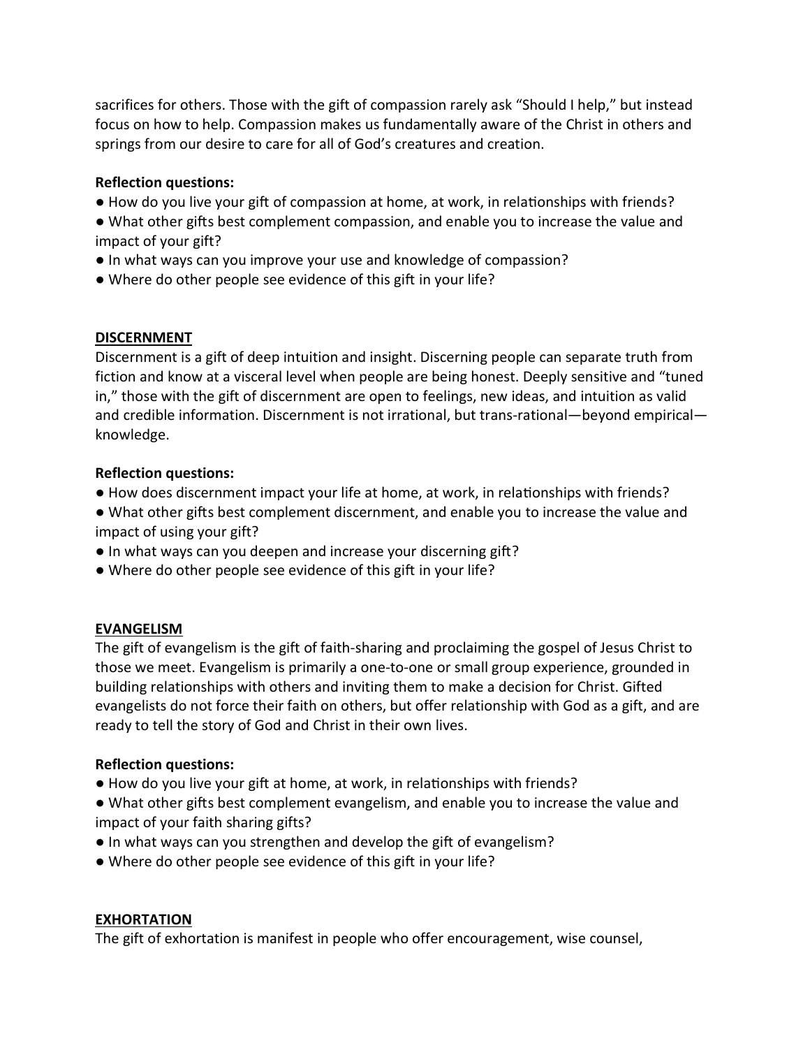sacrifices for others. Those with the gift of compassion rarely ask "Should I help," but instead focus on how to help. Compassion makes us fundamentally aware of the Christ in others and springs from our desire to care for all of God's creatures and creation.

**Reflection questions:**

- How do you live your gift of compassion at home, at work, in relationships with friends?
- What other gifts best complement compassion, and enable you to increase the value and impact of your gift?
- In what ways can you improve your use and knowledge of compassion?
- Where do other people see evidence of this gift in your life?

## DISCERNMENT

Discernment is a gift of deep intuition and insight. Discerning people can separate truth from fiction and know at a visceral level when people are being honest. Deeply sensitive and "tuned in," those with the gift of discernment are open to feelings, new ideas, and intuition as valid and credible information. Discernment is not irrational, but trans-rational—beyond empirical—knowledge.

**Reflection questions:**

- How does discernment impact your life at home, at work, in relationships with friends?
- What other gifts best complement discernment, and enable you to increase the value and impact of using your gift?
- In what ways can you deepen and increase your discerning gift?
- Where do other people see evidence of this gift in your life?

## EVANGELISM

The gift of evangelism is the gift of faith-sharing and proclaiming the gospel of Jesus Christ to those we meet. Evangelism is primarily a one-to-one or small group experience, grounded in building relationships with others and inviting them to make a decision for Christ. Gifted evangelists do not force their faith on others, but offer relationship with God as a gift, and are ready to tell the story of God and Christ in their own lives.

**Reflection questions:**

- How do you live your gift at home, at work, in relationships with friends?
- What other gifts best complement evangelism, and enable you to increase the value and impact of your faith sharing gifts?
- In what ways can you strengthen and develop the gift of evangelism?
- Where do other people see evidence of this gift in your life?

## EXHORTATION

The gift of exhortation is manifest in people who offer encouragement, wise counsel,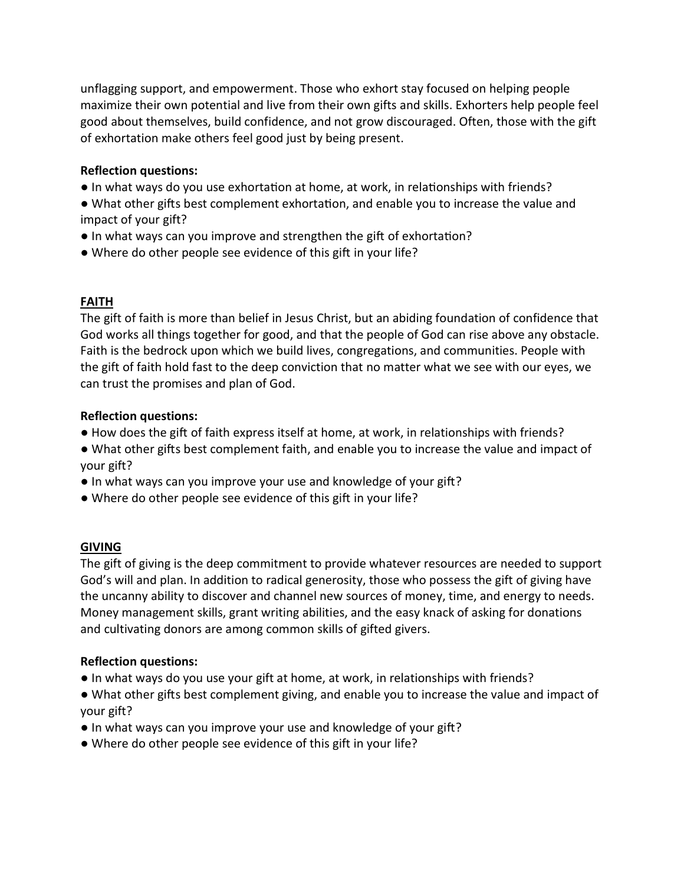unflagging support, and empowerment. Those who exhort stay focused on helping people maximize their own potential and live from their own gifts and skills. Exhorters help people feel good about themselves, build confidence, and not grow discouraged. Often, those with the gift of exhortation make others feel good just by being present.

**Reflection questions:**

- In what ways do you use exhortation at home, at work, in relationships with friends?
- What other gifts best complement exhortation, and enable you to increase the value and impact of your gift?
- In what ways can you improve and strengthen the gift of exhortation?
- Where do other people see evidence of this gift in your life?

## FAITH

The gift of faith is more than belief in Jesus Christ, but an abiding foundation of confidence that God works all things together for good, and that the people of God can rise above any obstacle. Faith is the bedrock upon which we build lives, congregations, and communities. People with the gift of faith hold fast to the deep conviction that no matter what we see with our eyes, we can trust the promises and plan of God.

**Reflection questions:**

- How does the gift of faith express itself at home, at work, in relationships with friends?
- What other gifts best complement faith, and enable you to increase the value and impact of your gift?
- In what ways can you improve your use and knowledge of your gift?
- Where do other people see evidence of this gift in your life?

## GIVING

The gift of giving is the deep commitment to provide whatever resources are needed to support God's will and plan. In addition to radical generosity, those who possess the gift of giving have the uncanny ability to discover and channel new sources of money, time, and energy to needs. Money management skills, grant writing abilities, and the easy knack of asking for donations and cultivating donors are among common skills of gifted givers.

**Reflection questions:**

- In what ways do you use your gift at home, at work, in relationships with friends?
- What other gifts best complement giving, and enable you to increase the value and impact of your gift?
- In what ways can you improve your use and knowledge of your gift?
- Where do other people see evidence of this gift in your life?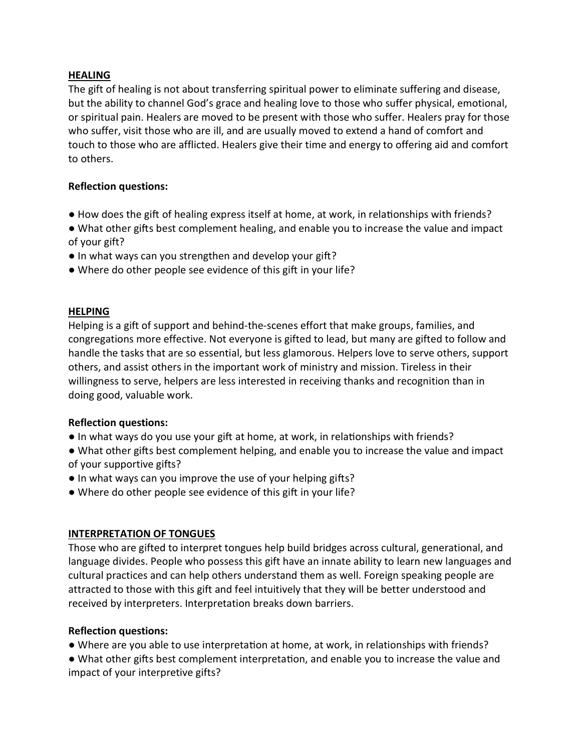## HEALING

The gift of healing is not about transferring spiritual power to eliminate suffering and disease, but the ability to channel God's grace and healing love to those who suffer physical, emotional, or spiritual pain. Healers are moved to be present with those who suffer. Healers pray for those who suffer, visit those who are ill, and are usually moved to extend a hand of comfort and touch to those who are afflicted. Healers give their time and energy to offering aid and comfort to others.

**Reflection questions:**

- How does the gift of healing express itself at home, at work, in relationships with friends?
- What other gifts best complement healing, and enable you to increase the value and impact of your gift?
- In what ways can you strengthen and develop your gift?
- Where do other people see evidence of this gift in your life?

## HELPING

Helping is a gift of support and behind-the-scenes effort that make groups, families, and congregations more effective. Not everyone is gifted to lead, but many are gifted to follow and handle the tasks that are so essential, but less glamorous. Helpers love to serve others, support others, and assist others in the important work of ministry and mission. Tireless in their willingness to serve, helpers are less interested in receiving thanks and recognition than in doing good, valuable work.

**Reflection questions:**

- In what ways do you use your gift at home, at work, in relationships with friends?
- What other gifts best complement helping, and enable you to increase the value and impact of your supportive gifts?
- In what ways can you improve the use of your helping gifts?
- Where do other people see evidence of this gift in your life?

## INTERPRETATION OF TONGUES

Those who are gifted to interpret tongues help build bridges across cultural, generational, and language divides. People who possess this gift have an innate ability to learn new languages and cultural practices and can help others understand them as well. Foreign speaking people are attracted to those with this gift and feel intuitively that they will be better understood and received by interpreters. Interpretation breaks down barriers.

**Reflection questions:**

- Where are you able to use interpretation at home, at work, in relationships with friends?
- What other gifts best complement interpretation, and enable you to increase the value and impact of your interpretive gifts?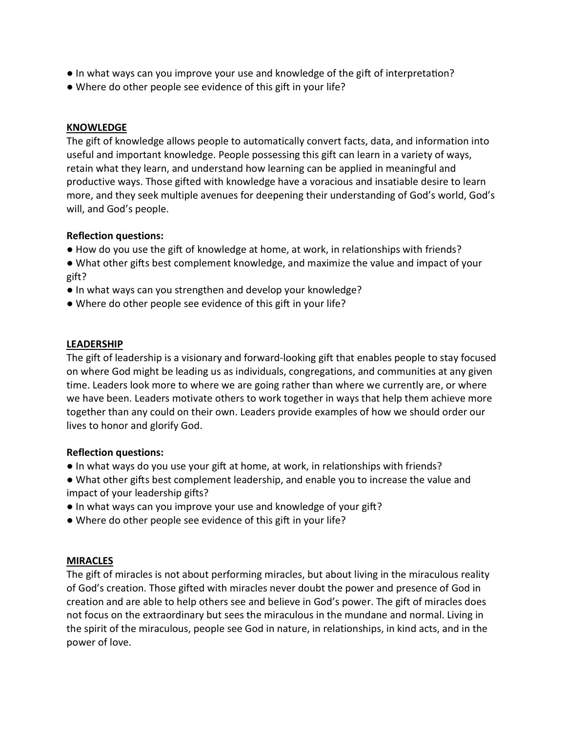● In what ways can you improve your use and knowledge of the gift of interpretation?
● Where do other people see evidence of this gift in your life?

## KNOWLEDGE

The gift of knowledge allows people to automatically convert facts, data, and information into useful and important knowledge. People possessing this gift can learn in a variety of ways, retain what they learn, and understand how learning can be applied in meaningful and productive ways. Those gifted with knowledge have a voracious and insatiable desire to learn more, and they seek multiple avenues for deepening their understanding of God's world, God's will, and God's people.

**Reflection questions:**

● How do you use the gift of knowledge at home, at work, in relationships with friends?
● What other gifts best complement knowledge, and maximize the value and impact of your gift?
● In what ways can you strengthen and develop your knowledge?
● Where do other people see evidence of this gift in your life?

## LEADERSHIP

The gift of leadership is a visionary and forward-looking gift that enables people to stay focused on where God might be leading us as individuals, congregations, and communities at any given time. Leaders look more to where we are going rather than where we currently are, or where we have been. Leaders motivate others to work together in ways that help them achieve more together than any could on their own. Leaders provide examples of how we should order our lives to honor and glorify God.

**Reflection questions:**

● In what ways do you use your gift at home, at work, in relationships with friends?
● What other gifts best complement leadership, and enable you to increase the value and impact of your leadership gifts?
● In what ways can you improve your use and knowledge of your gift?
● Where do other people see evidence of this gift in your life?

## MIRACLES

The gift of miracles is not about performing miracles, but about living in the miraculous reality of God's creation. Those gifted with miracles never doubt the power and presence of God in creation and are able to help others see and believe in God's power. The gift of miracles does not focus on the extraordinary but sees the miraculous in the mundane and normal. Living in the spirit of the miraculous, people see God in nature, in relationships, in kind acts, and in the power of love.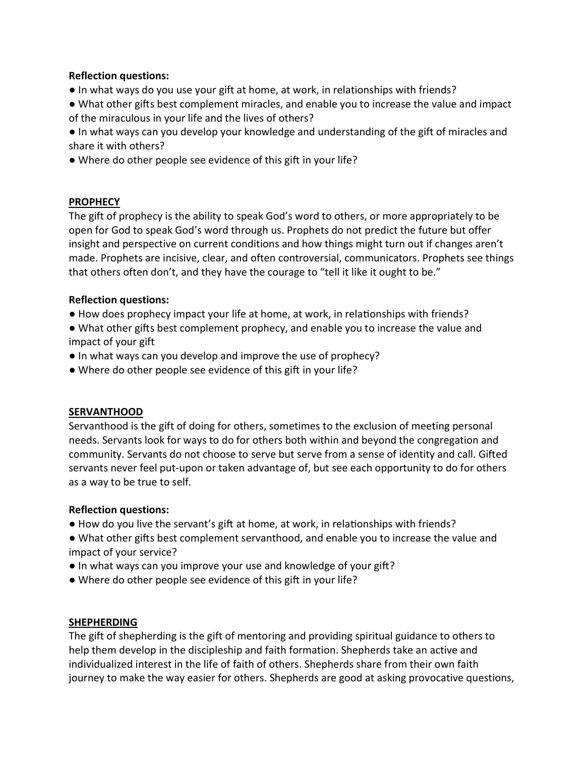**Reflection questions:**

- In what ways do you use your gift at home, at work, in relationships with friends?
- What other gifts best complement miracles, and enable you to increase the value and impact of the miraculous in your life and the lives of others?
- In what ways can you develop your knowledge and understanding of the gift of miracles and share it with others?
- Where do other people see evidence of this gift in your life?

## PROPHECY

The gift of prophecy is the ability to speak God's word to others, or more appropriately to be open for God to speak God's word through us. Prophets do not predict the future but offer insight and perspective on current conditions and how things might turn out if changes aren't made. Prophets are incisive, clear, and often controversial, communicators. Prophets see things that others often don't, and they have the courage to "tell it like it ought to be."

**Reflection questions:**

- How does prophecy impact your life at home, at work, in relationships with friends?
- What other gifts best complement prophecy, and enable you to increase the value and impact of your gift
- In what ways can you develop and improve the use of prophecy?
- Where do other people see evidence of this gift in your life?

## SERVANTHOOD

Servanthood is the gift of doing for others, sometimes to the exclusion of meeting personal needs. Servants look for ways to do for others both within and beyond the congregation and community. Servants do not choose to serve but serve from a sense of identity and call. Gifted servants never feel put-upon or taken advantage of, but see each opportunity to do for others as a way to be true to self.

**Reflection questions:**

- How do you live the servant's gift at home, at work, in relationships with friends?
- What other gifts best complement servanthood, and enable you to increase the value and impact of your service?
- In what ways can you improve your use and knowledge of your gift?
- Where do other people see evidence of this gift in your life?

## SHEPHERDING

The gift of shepherding is the gift of mentoring and providing spiritual guidance to others to help them develop in the discipleship and faith formation. Shepherds take an active and individualized interest in the life of faith of others. Shepherds share from their own faith journey to make the way easier for others. Shepherds are good at asking provocative questions,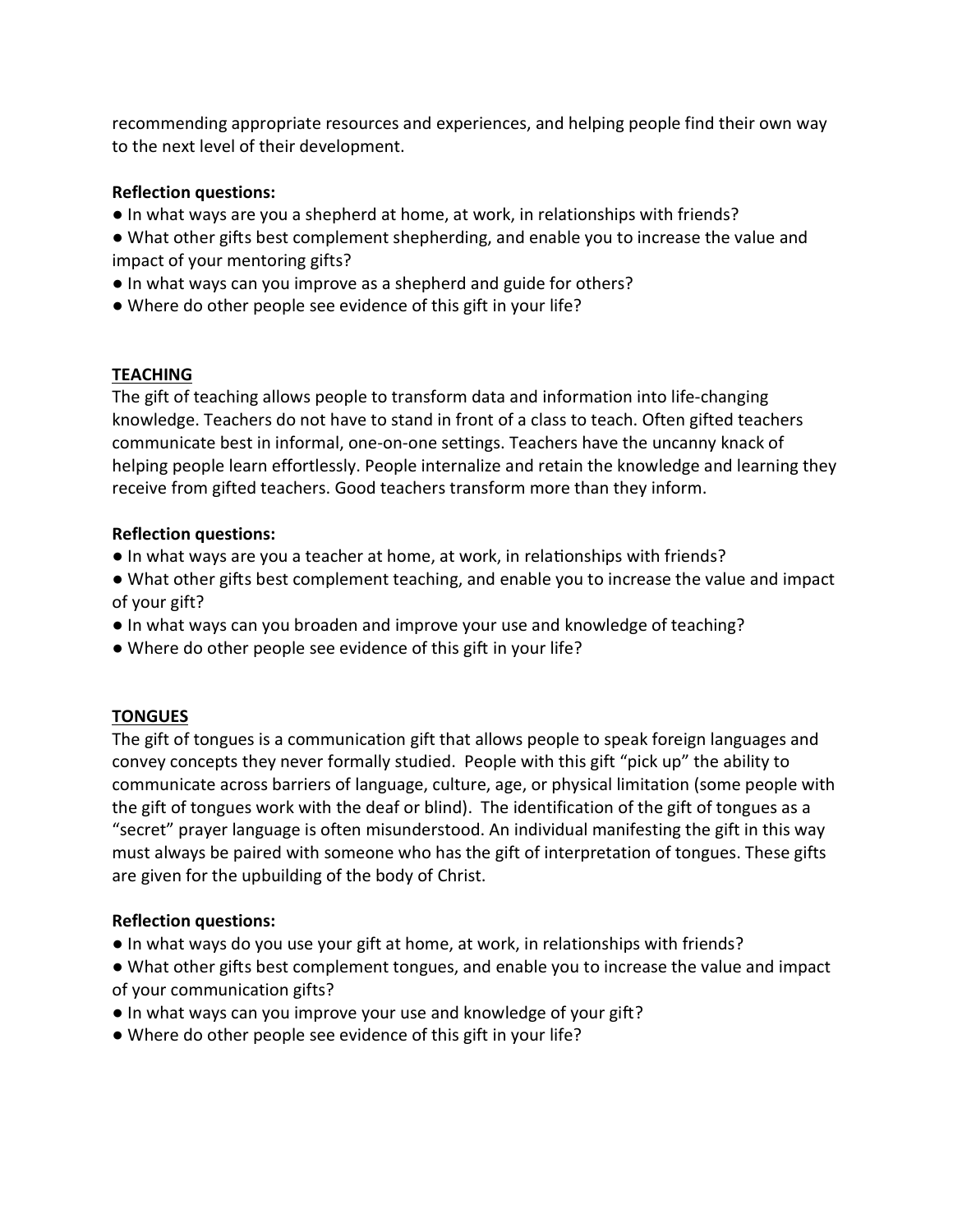recommending appropriate resources and experiences, and helping people find their own way to the next level of their development.

**Reflection questions:**

- In what ways are you a shepherd at home, at work, in relationships with friends?
- What other gifts best complement shepherding, and enable you to increase the value and impact of your mentoring gifts?
- In what ways can you improve as a shepherd and guide for others?
- Where do other people see evidence of this gift in your life?

## TEACHING

The gift of teaching allows people to transform data and information into life-changing knowledge. Teachers do not have to stand in front of a class to teach. Often gifted teachers communicate best in informal, one-on-one settings. Teachers have the uncanny knack of helping people learn effortlessly. People internalize and retain the knowledge and learning they receive from gifted teachers. Good teachers transform more than they inform.

**Reflection questions:**

- In what ways are you a teacher at home, at work, in relationships with friends?
- What other gifts best complement teaching, and enable you to increase the value and impact of your gift?
- In what ways can you broaden and improve your use and knowledge of teaching?
- Where do other people see evidence of this gift in your life?

## TONGUES

The gift of tongues is a communication gift that allows people to speak foreign languages and convey concepts they never formally studied. People with this gift "pick up" the ability to communicate across barriers of language, culture, age, or physical limitation (some people with the gift of tongues work with the deaf or blind). The identification of the gift of tongues as a "secret" prayer language is often misunderstood. An individual manifesting the gift in this way must always be paired with someone who has the gift of interpretation of tongues. These gifts are given for the upbuilding of the body of Christ.

**Reflection questions:**

- In what ways do you use your gift at home, at work, in relationships with friends?
- What other gifts best complement tongues, and enable you to increase the value and impact of your communication gifts?
- In what ways can you improve your use and knowledge of your gift?
- Where do other people see evidence of this gift in your life?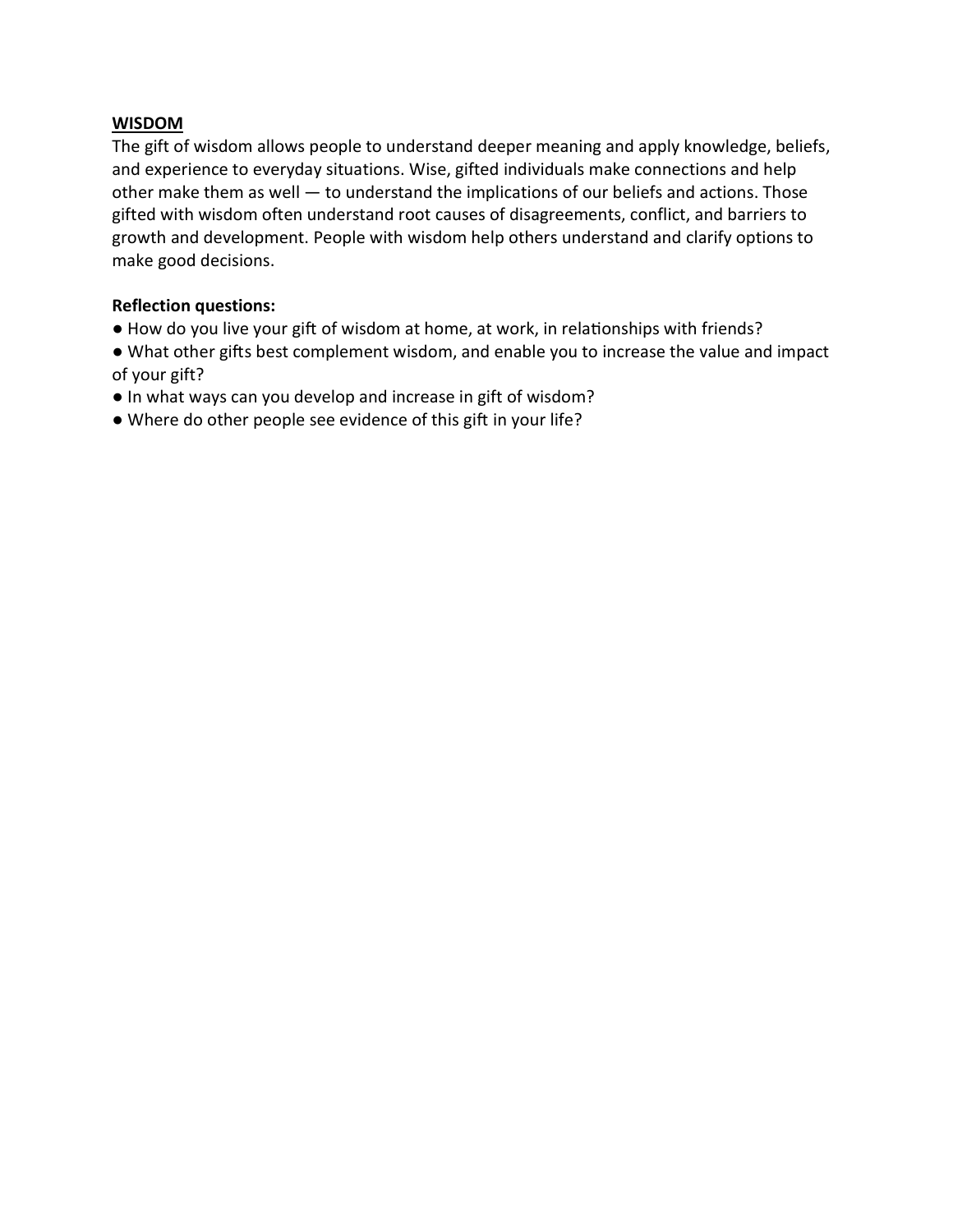**WISDOM**

The gift of wisdom allows people to understand deeper meaning and apply knowledge, beliefs, and experience to everyday situations. Wise, gifted individuals make connections and help other make them as well — to understand the implications of our beliefs and actions. Those gifted with wisdom often understand root causes of disagreements, conflict, and barriers to growth and development. People with wisdom help others understand and clarify options to make good decisions.

**Reflection questions:**

- How do you live your gift of wisdom at home, at work, in relationships with friends?
- What other gifts best complement wisdom, and enable you to increase the value and impact of your gift?
- In what ways can you develop and increase in gift of wisdom?
- Where do other people see evidence of this gift in your life?